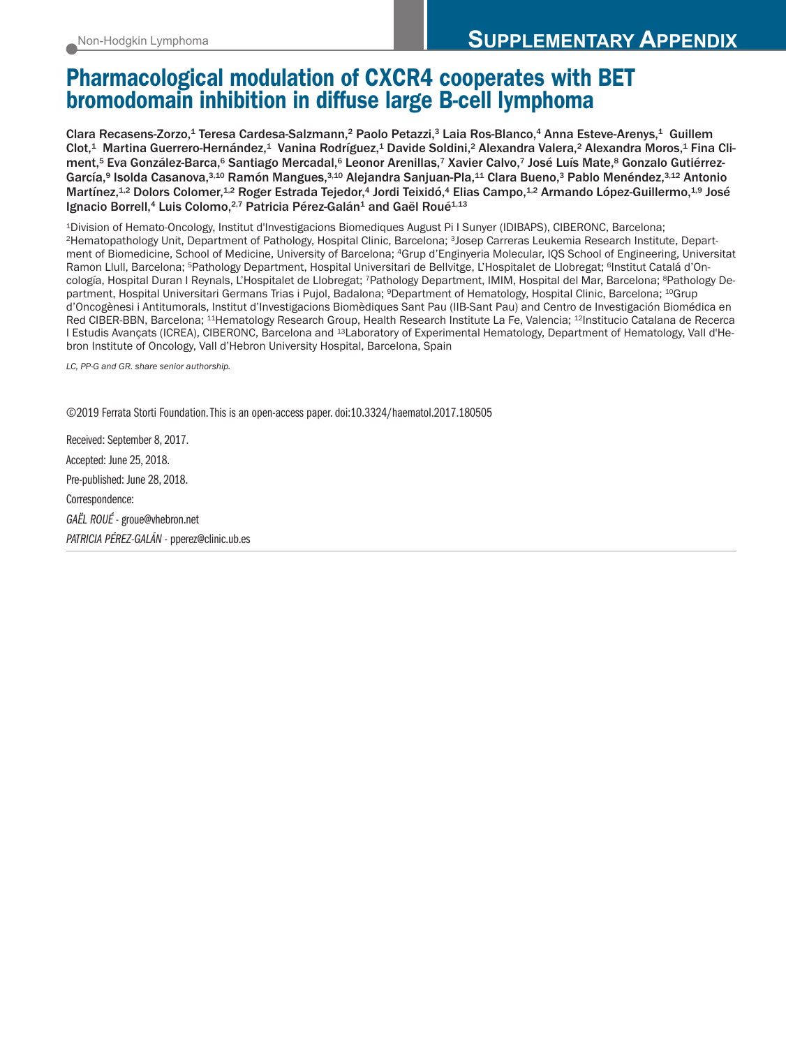Non-Hodgkin Lymphoma

**SUPPLEMENTARY APPENDIX**

# Pharmacological modulation of CXCR4 cooperates with BET bromodomain inhibition in diffuse large B-cell lymphoma

**Clara Recasens-Zorzo,[1] Teresa Cardesa-Salzmann,[2] Paolo Petazzi,[3] Laia Ros-Blanco,[4] Anna Esteve-Arenys,[1] Guillem Clot,[1] Martina Guerrero-Hernández,[1] Vanina Rodríguez,[1] Davide Soldini,[2] Alexandra Valera,[2] Alexandra Moros,[1] Fina Climent,[5] Eva González-Barca,[6] Santiago Mercadal,[6] Leonor Arenillas,[7] Xavier Calvo,[7] José Luís Mate,[8] Gonzalo Gutiérrez-García,[9] Isolda Casanova,[3,10] Ramón Mangues,[3,10] Alejandra Sanjuan-Pla,[11] Clara Bueno,[3] Pablo Menéndez,[3,12] Antonio Martínez,[1,2] Dolors Colomer,[1,2] Roger Estrada Tejedor,[4] Jordi Teixidó,[4] Elias Campo,[1,2] Armando López-Guillermo,[1,9] José Ignacio Borrell,[4] Luis Colomo,[2,7] Patricia Pérez-Galán[1] and Gaël Roué[1,13]**

[1]Division of Hemato-Oncology, Institut d'Investigacions Biomediques August Pi I Sunyer (IDIBAPS), CIBERONC, Barcelona; [2]Hematopathology Unit, Department of Pathology, Hospital Clinic, Barcelona; [3]Josep Carreras Leukemia Research Institute, Department of Biomedicine, School of Medicine, University of Barcelona; [4]Grup d'Enginyeria Molecular, IQS School of Engineering, Universitat Ramon Llull, Barcelona; [5]Pathology Department, Hospital Universitari de Bellvitge, L'Hospitalet de Llobregat; [6]Institut Catalá d'Oncología, Hospital Duran I Reynals, L'Hospitalet de Llobregat; [7]Pathology Department, IMIM, Hospital del Mar, Barcelona; [8]Pathology Department, Hospital Universitari Germans Trias i Pujol, Badalona; [9]Department of Hematology, Hospital Clinic, Barcelona; [10]Grup d'Oncogènesi i Antitumorals, Institut d'Investigacions Biomèdiques Sant Pau (IIB-Sant Pau) and Centro de Investigación Biomédica en Red CIBER-BBN, Barcelona; [11]Hematology Research Group, Health Research Institute La Fe, Valencia; [12]Institucio Catalana de Recerca I Estudis Avançats (ICREA), CIBERONC, Barcelona and [13]Laboratory of Experimental Hematology, Department of Hematology, Vall d'Hebron Institute of Oncology, Vall d'Hebron University Hospital, Barcelona, Spain

*LC, PP-G and GR. share senior authorship.*

©2019 Ferrata Storti Foundation. This is an open-access paper. doi:10.3324/haematol.2017.180505

Received: September 8, 2017.

Accepted: June 25, 2018.

Pre-published: June 28, 2018.

Correspondence:

*GAËL ROUÉ* - groue@vhebron.net

*PATRICIA PÉREZ-GALÁN* - pperez@clinic.ub.es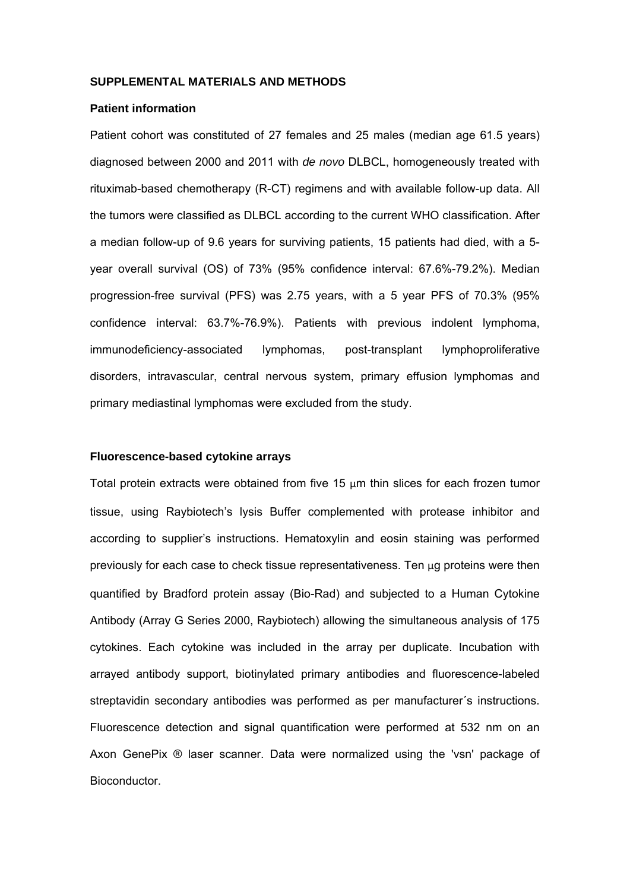## SUPPLEMENTAL MATERIALS AND METHODS

### Patient information

Patient cohort was constituted of 27 females and 25 males (median age 61.5 years) diagnosed between 2000 and 2011 with *de novo* DLBCL, homogeneously treated with rituximab-based chemotherapy (R-CT) regimens and with available follow-up data. All the tumors were classified as DLBCL according to the current WHO classification. After a median follow-up of 9.6 years for surviving patients, 15 patients had died, with a 5-year overall survival (OS) of 73% (95% confidence interval: 67.6%-79.2%). Median progression-free survival (PFS) was 2.75 years, with a 5 year PFS of 70.3% (95% confidence interval: 63.7%-76.9%). Patients with previous indolent lymphoma, immunodeficiency-associated lymphomas, post-transplant lymphoproliferative disorders, intravascular, central nervous system, primary effusion lymphomas and primary mediastinal lymphomas were excluded from the study.

### Fluorescence-based cytokine arrays

Total protein extracts were obtained from five 15 μm thin slices for each frozen tumor tissue, using Raybiotech's lysis Buffer complemented with protease inhibitor and according to supplier's instructions. Hematoxylin and eosin staining was performed previously for each case to check tissue representativeness. Ten μg proteins were then quantified by Bradford protein assay (Bio-Rad) and subjected to a Human Cytokine Antibody (Array G Series 2000, Raybiotech) allowing the simultaneous analysis of 175 cytokines. Each cytokine was included in the array per duplicate. Incubation with arrayed antibody support, biotinylated primary antibodies and fluorescence-labeled streptavidin secondary antibodies was performed as per manufacturer´s instructions. Fluorescence detection and signal quantification were performed at 532 nm on an Axon GenePix ® laser scanner. Data were normalized using the 'vsn' package of Bioconductor.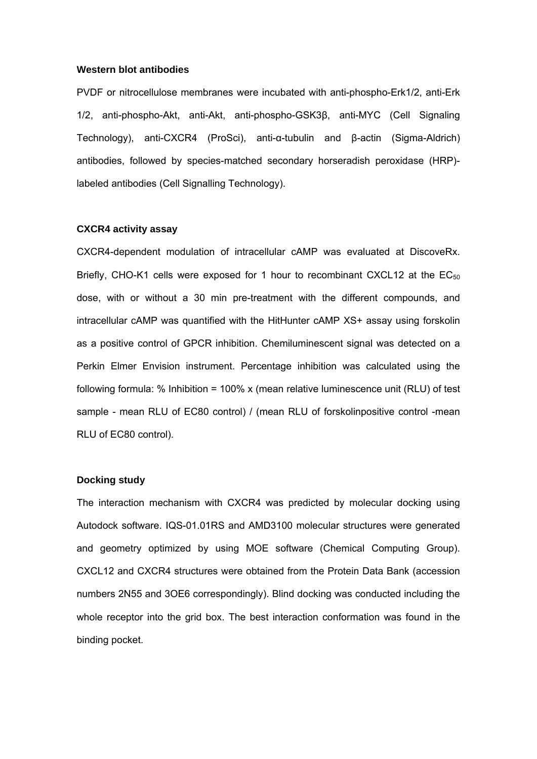**Western blot antibodies**

PVDF or nitrocellulose membranes were incubated with anti-phospho-Erk1/2, anti-Erk 1/2, anti-phospho-Akt, anti-Akt, anti-phospho-GSK3β, anti-MYC (Cell Signaling Technology), anti-CXCR4 (ProSci), anti-α-tubulin and β-actin (Sigma-Aldrich) antibodies, followed by species-matched secondary horseradish peroxidase (HRP)-labeled antibodies (Cell Signalling Technology).

**CXCR4 activity assay**

CXCR4-dependent modulation of intracellular cAMP was evaluated at DiscoveRx. Briefly, CHO-K1 cells were exposed for 1 hour to recombinant CXCL12 at the $EC_{50}$ dose, with or without a 30 min pre-treatment with the different compounds, and intracellular cAMP was quantified with the HitHunter cAMP XS+ assay using forskolin as a positive control of GPCR inhibition. Chemiluminescent signal was detected on a Perkin Elmer Envision instrument. Percentage inhibition was calculated using the following formula: % Inhibition = 100% x (mean relative luminescence unit (RLU) of test sample - mean RLU of EC80 control) / (mean RLU of forskolinpositive control -mean RLU of EC80 control).

**Docking study**

The interaction mechanism with CXCR4 was predicted by molecular docking using Autodock software. IQS-01.01RS and AMD3100 molecular structures were generated and geometry optimized by using MOE software (Chemical Computing Group). CXCL12 and CXCR4 structures were obtained from the Protein Data Bank (accession numbers 2N55 and 3OE6 correspondingly). Blind docking was conducted including the whole receptor into the grid box. The best interaction conformation was found in the binding pocket.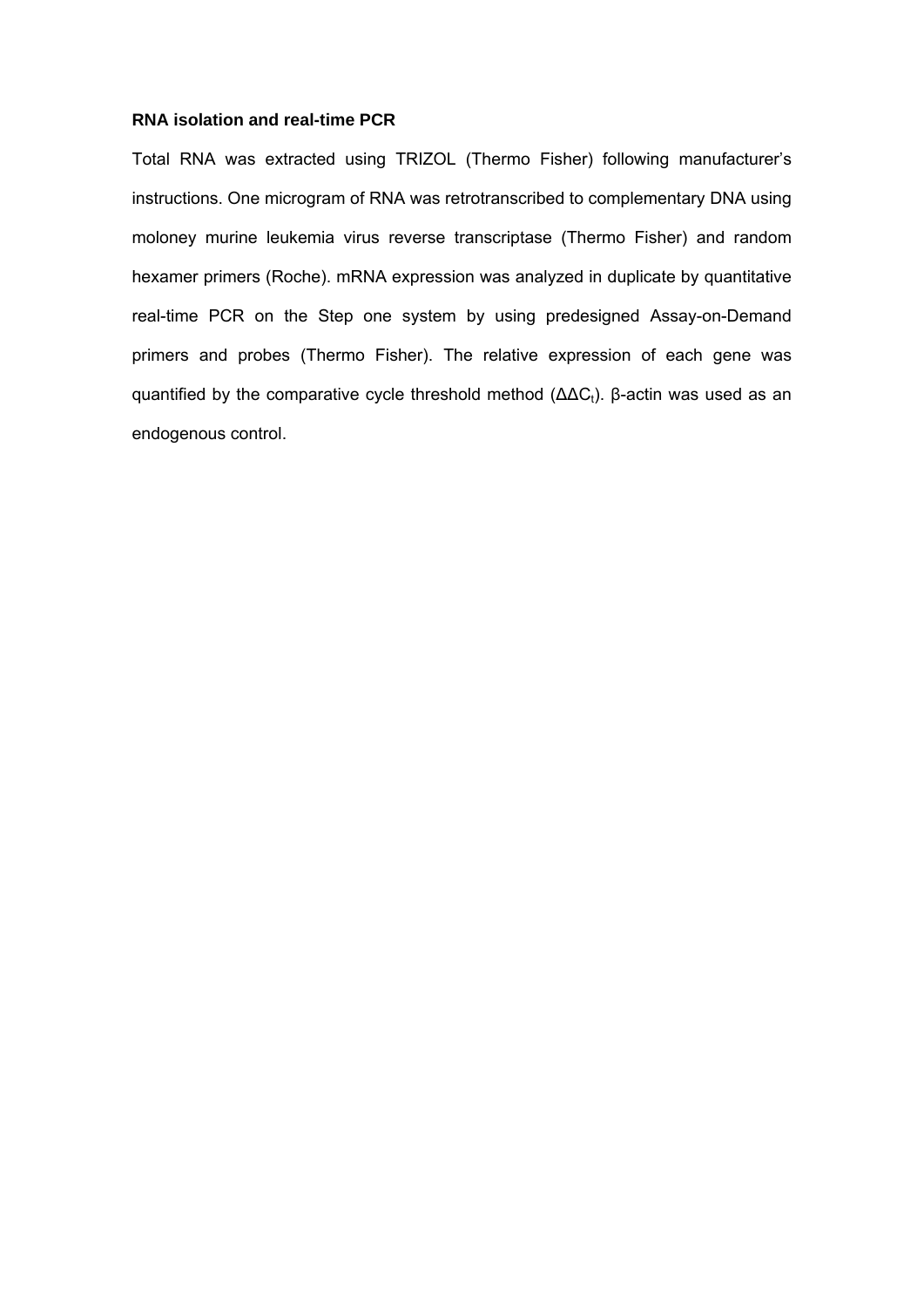**RNA isolation and real-time PCR**

Total RNA was extracted using TRIZOL (Thermo Fisher) following manufacturer's instructions. One microgram of RNA was retrotranscribed to complementary DNA using moloney murine leukemia virus reverse transcriptase (Thermo Fisher) and random hexamer primers (Roche). mRNA expression was analyzed in duplicate by quantitative real-time PCR on the Step one system by using predesigned Assay-on-Demand primers and probes (Thermo Fisher). The relative expression of each gene was quantified by the comparative cycle threshold method ($\Delta\Delta C_t$). β-actin was used as an endogenous control.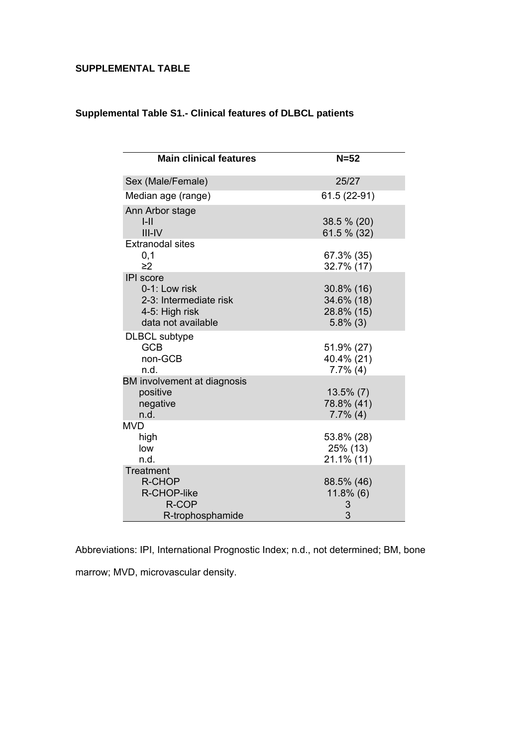**SUPPLEMENTAL TABLE**

**Supplemental Table S1.- Clinical features of DLBCL patients**

| Main clinical features | N=52 |
|---|---|
| Sex (Male/Female) | 25/27 |
| Median age (range) | 61.5 (22-91) |
| Ann Arbor stage | |
| I-II | 38.5 % (20) |
| III-IV | 61.5 % (32) |
| Extranodal sites | |
| 0,1 | 67.3% (35) |
| ≥2 | 32.7% (17) |
| IPI score | |
| 0-1: Low risk | 30.8% (16) |
| 2-3: Intermediate risk | 34.6% (18) |
| 4-5: High risk | 28.8% (15) |
| data not available | 5.8% (3) |
| DLBCL subtype | |
| GCB | 51.9% (27) |
| non-GCB | 40.4% (21) |
| n.d. | 7.7% (4) |
| BM involvement at diagnosis | |
| positive | 13.5% (7) |
| negative | 78.8% (41) |
| n.d. | 7.7% (4) |
| MVD | |
| high | 53.8% (28) |
| low | 25% (13) |
| n.d. | 21.1% (11) |
| Treatment | |
| R-CHOP | 88.5% (46) |
| R-CHOP-like | 11.8% (6) |
| R-COP | 3 |
| R-trophosphamide | 3 |

Abbreviations: IPI, International Prognostic Index; n.d., not determined; BM, bone marrow; MVD, microvascular density.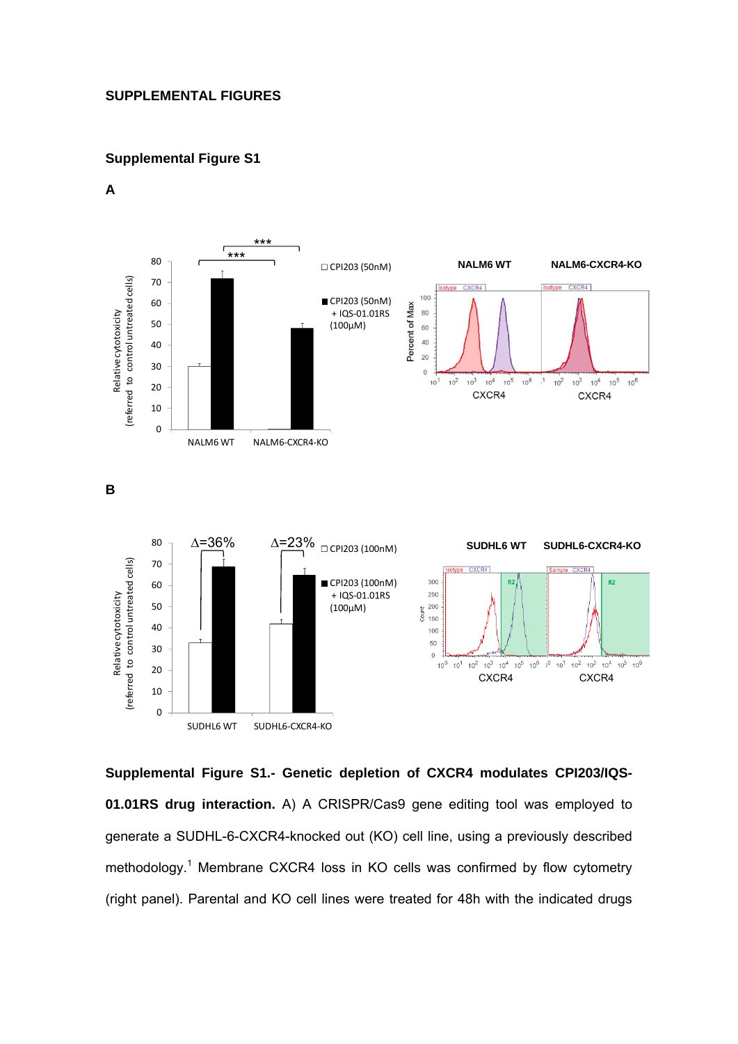## SUPPLEMENTAL FIGURES

### Supplemental Figure S1

**A**

**B**

**Supplemental Figure S1.- Genetic depletion of CXCR4 modulates CPI203/IQS-01.01RS drug interaction.** A) A CRISPR/Cas9 gene editing tool was employed to generate a SUDHL-6-CXCR4-knocked out (KO) cell line, using a previously described methodology.[1] Membrane CXCR4 loss in KO cells was confirmed by flow cytometry (right panel). Parental and KO cell lines were treated for 48h with the indicated drugs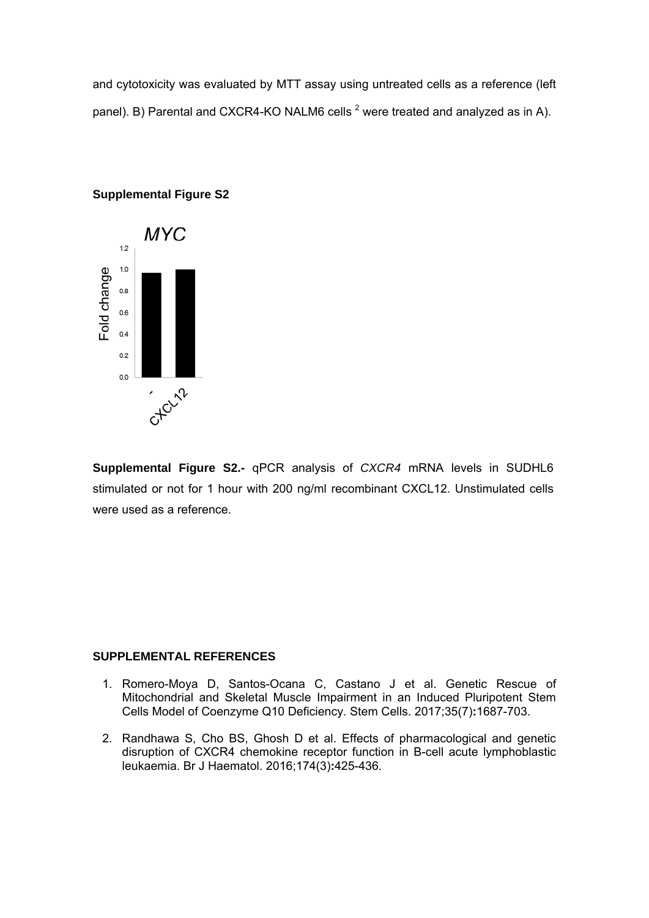and cytotoxicity was evaluated by MTT assay using untreated cells as a reference (left panel). B) Parental and CXCR4-KO NALM6 cells [2] were treated and analyzed as in A).

**Supplemental Figure S2**

*MYC*

Fold change

1.2

1.0

0.8

0.6

0.4

0.2

0.0

-

CXCL12

**Supplemental Figure S2.-** qPCR analysis of *CXCR4* mRNA levels in SUDHL6 stimulated or not for 1 hour with 200 ng/ml recombinant CXCL12. Unstimulated cells were used as a reference.

**SUPPLEMENTAL REFERENCES**

1. Romero-Moya D, Santos-Ocana C, Castano J et al. Genetic Rescue of Mitochondrial and Skeletal Muscle Impairment in an Induced Pluripotent Stem Cells Model of Coenzyme Q10 Deficiency. Stem Cells. 2017;35(7)**:**1687-703.
2. Randhawa S, Cho BS, Ghosh D et al. Effects of pharmacological and genetic disruption of CXCR4 chemokine receptor function in B-cell acute lymphoblastic leukaemia. Br J Haematol. 2016;174(3)**:**425-436.